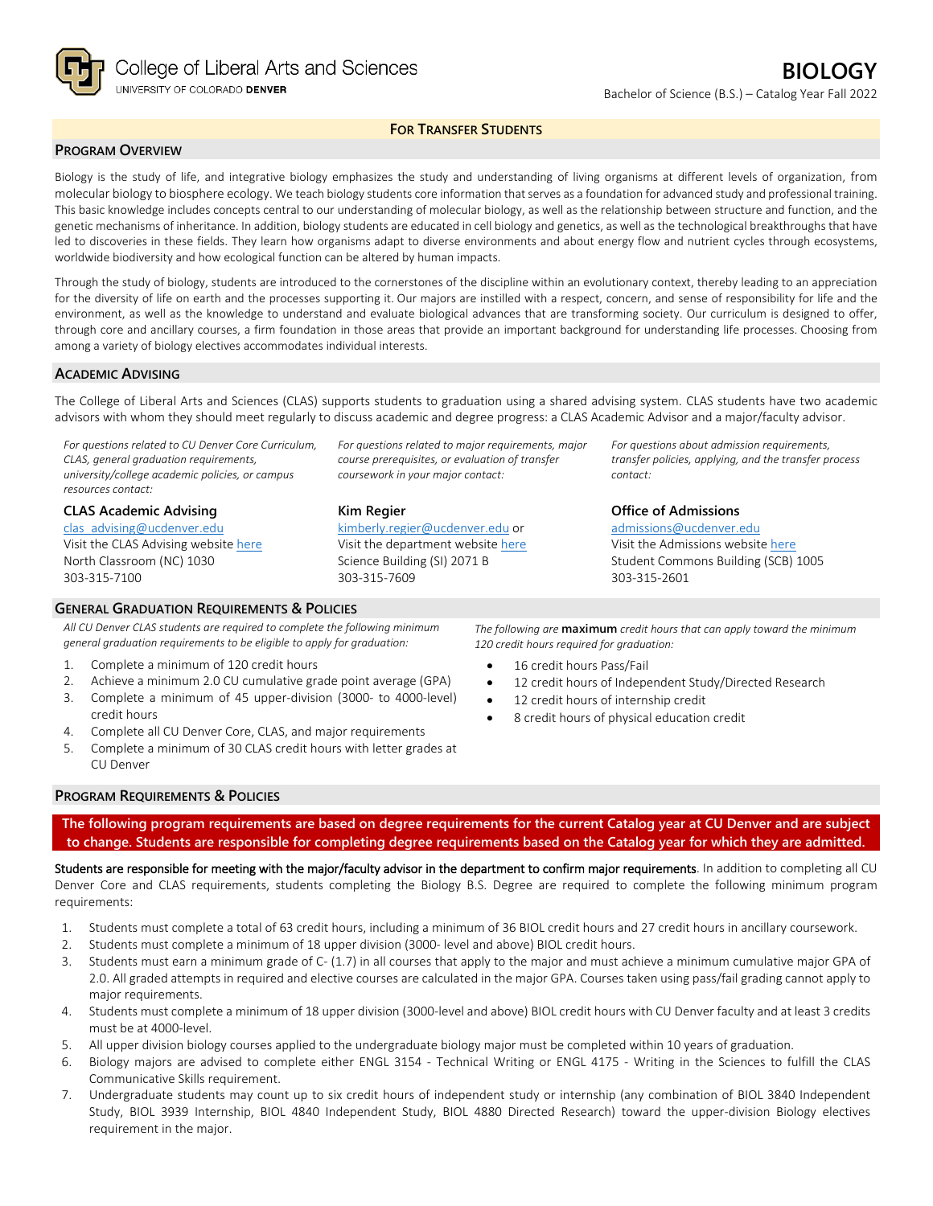College of Liberal Arts and Sciences
UNIVERSITY OF COLORADO DENVER

# BIOLOGY

Bachelor of Science (B.S.) – Catalog Year Fall 2022

**FOR TRANSFER STUDENTS**

## PROGRAM OVERVIEW

Biology is the study of life, and integrative biology emphasizes the study and understanding of living organisms at different levels of organization, from molecular biology to biosphere ecology. We teach biology students core information that serves as a foundation for advanced study and professional training. This basic knowledge includes concepts central to our understanding of molecular biology, as well as the relationship between structure and function, and the genetic mechanisms of inheritance. In addition, biology students are educated in cell biology and genetics, as well as the technological breakthroughs that have led to discoveries in these fields. They learn how organisms adapt to diverse environments and about energy flow and nutrient cycles through ecosystems, worldwide biodiversity and how ecological function can be altered by human impacts.

Through the study of biology, students are introduced to the cornerstones of the discipline within an evolutionary context, thereby leading to an appreciation for the diversity of life on earth and the processes supporting it. Our majors are instilled with a respect, concern, and sense of responsibility for life and the environment, as well as the knowledge to understand and evaluate biological advances that are transforming society. Our curriculum is designed to offer, through core and ancillary courses, a firm foundation in those areas that provide an important background for understanding life processes. Choosing from among a variety of biology electives accommodates individual interests.

## ACADEMIC ADVISING

The College of Liberal Arts and Sciences (CLAS) supports students to graduation using a shared advising system. CLAS students have two academic advisors with whom they should meet regularly to discuss academic and degree progress: a CLAS Academic Advisor and a major/faculty advisor.

*For questions related to CU Denver Core Curriculum, CLAS, general graduation requirements, university/college academic policies, or campus resources contact:*

**CLAS Academic Advising**
clas_advising@ucdenver.edu
Visit the CLAS Advising website here
North Classroom (NC) 1030
303-315-7100

*For questions related to major requirements, major course prerequisites, or evaluation of transfer coursework in your major contact:*

**Kim Regier**
kimberly.regier@ucdenver.edu or
Visit the department website here
Science Building (SI) 2071 B
303-315-7609

*For questions about admission requirements, transfer policies, applying, and the transfer process contact:*

**Office of Admissions**
admissions@ucdenver.edu
Visit the Admissions website here
Student Commons Building (SCB) 1005
303-315-2601

## GENERAL GRADUATION REQUIREMENTS & POLICIES

*All CU Denver CLAS students are required to complete the following minimum general graduation requirements to be eligible to apply for graduation:*

1. Complete a minimum of 120 credit hours
2. Achieve a minimum 2.0 CU cumulative grade point average (GPA)
3. Complete a minimum of 45 upper-division (3000- to 4000-level) credit hours
4. Complete all CU Denver Core, CLAS, and major requirements
5. Complete a minimum of 30 CLAS credit hours with letter grades at CU Denver

*The following are* **maximum** *credit hours that can apply toward the minimum 120 credit hours required for graduation:*

- 16 credit hours Pass/Fail
- 12 credit hours of Independent Study/Directed Research
- 12 credit hours of internship credit
- 8 credit hours of physical education credit

## PROGRAM REQUIREMENTS & POLICIES

**The following program requirements are based on degree requirements for the current Catalog year at CU Denver and are subject to change. Students are responsible for completing degree requirements based on the Catalog year for which they are admitted.**

Students are responsible for meeting with the major/faculty advisor in the department to confirm major requirements. In addition to completing all CU Denver Core and CLAS requirements, students completing the Biology B.S. Degree are required to complete the following minimum program requirements:

1. Students must complete a total of 63 credit hours, including a minimum of 36 BIOL credit hours and 27 credit hours in ancillary coursework.
2. Students must complete a minimum of 18 upper division (3000- level and above) BIOL credit hours.
3. Students must earn a minimum grade of C- (1.7) in all courses that apply to the major and must achieve a minimum cumulative major GPA of 2.0. All graded attempts in required and elective courses are calculated in the major GPA. Courses taken using pass/fail grading cannot apply to major requirements.
4. Students must complete a minimum of 18 upper division (3000-level and above) BIOL credit hours with CU Denver faculty and at least 3 credits must be at 4000-level.
5. All upper division biology courses applied to the undergraduate biology major must be completed within 10 years of graduation.
6. Biology majors are advised to complete either ENGL 3154 - Technical Writing or ENGL 4175 - Writing in the Sciences to fulfill the CLAS Communicative Skills requirement.
7. Undergraduate students may count up to six credit hours of independent study or internship (any combination of BIOL 3840 Independent Study, BIOL 3939 Internship, BIOL 4840 Independent Study, BIOL 4880 Directed Research) toward the upper-division Biology electives requirement in the major.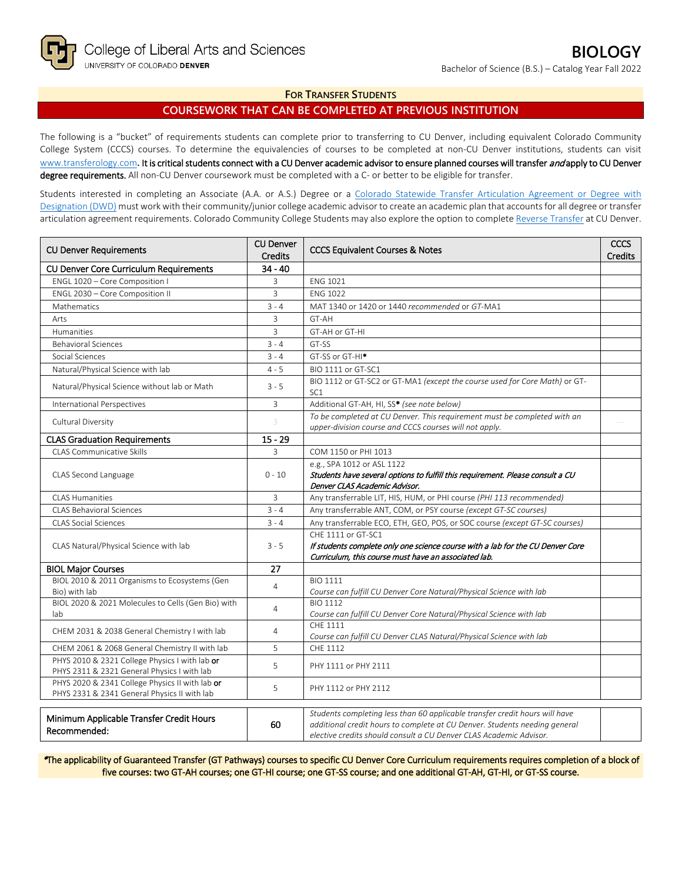College of Liberal Arts and Sciences
UNIVERSITY OF COLORADO DENVER

# BIOLOGY

Bachelor of Science (B.S.) – Catalog Year Fall 2022

## FOR TRANSFER STUDENTS

## COURSEWORK THAT CAN BE COMPLETED AT PREVIOUS INSTITUTION

The following is a "bucket" of requirements students can complete prior to transferring to CU Denver, including equivalent Colorado Community College System (CCCS) courses. To determine the equivalencies of courses to be completed at non-CU Denver institutions, students can visit www.transferology.com**. It is critical students connect with a CU Denver academic advisor to ensure planned courses will transfer *and* apply to CU Denver degree requirements.** All non-CU Denver coursework must be completed with a C- or better to be eligible for transfer.

Students interested in completing an Associate (A.A. or A.S.) Degree or a Colorado Statewide Transfer Articulation Agreement or Degree with Designation (DWD) must work with their community/junior college academic advisor to create an academic plan that accounts for all degree or transfer articulation agreement requirements. Colorado Community College Students may also explore the option to complete Reverse Transfer at CU Denver.

| CU Denver Requirements | CU Denver Credits | CCCS Equivalent Courses & Notes | CCCS Credits |
|---|---|---|---|
| **CU Denver Core Curriculum Requirements** | **34 - 40** | | |
| ENGL 1020 – Core Composition I | 3 | ENG 1021 | |
| ENGL 2030 – Core Composition II | 3 | ENG 1022 | |
| Mathematics | 3 - 4 | MAT 1340 or 1420 or 1440 *recommended* or GT-MA1 | |
| Arts | 3 | GT-AH | |
| Humanities | 3 | GT-AH or GT-HI | |
| Behavioral Sciences | 3 - 4 | GT-SS | |
| Social Sciences | 3 - 4 | GT-SS or GT-HI* | |
| Natural/Physical Science with lab | 4 - 5 | BIO 1111 or GT-SC1 | |
| Natural/Physical Science without lab or Math | 3 - 5 | BIO 1112 or GT-SC2 or GT-MA1 *(except the course used for Core Math)* or GT-SC1 | |
| International Perspectives | 3 | Additional GT-AH, HI, SS* *(see note below)* | |
| Cultural Diversity | 3 | *To be completed at CU Denver. This requirement must be completed with an upper-division course and CCCS courses will not apply.* | |
| **CLAS Graduation Requirements** | **15 - 29** | | |
| CLAS Communicative Skills | 3 | COM 1150 or PHI 1013 | |
| CLAS Second Language | 0 - 10 | e.g., SPA 1012 or ASL 1122<br>***Students have several options to fulfill this requirement. Please consult a CU Denver CLAS Academic Advisor.*** | |
| CLAS Humanities | 3 | Any transferrable LIT, HIS, HUM, or PHI course *(PHI 113 recommended)* | |
| CLAS Behavioral Sciences | 3 - 4 | Any transferrable ANT, COM, or PSY course *(except GT-SC courses)* | |
| CLAS Social Sciences | 3 - 4 | Any transferrable ECO, ETH, GEO, POS, or SOC course *(except GT-SC courses)* | |
| CLAS Natural/Physical Science with lab | 3 - 5 | CHE 1111 or GT-SC1<br>***If students complete only one science course with a lab for the CU Denver Core Curriculum, this course must have an associated lab.*** | |
| **BIOL Major Courses** | **27** | | |
| BIOL 2010 & 2011 Organisms to Ecosystems (Gen Bio) with lab | 4 | BIO 1111<br>*Course can fulfill CU Denver Core Natural/Physical Science with lab* | |
| BIOL 2020 & 2021 Molecules to Cells (Gen Bio) with lab | 4 | BIO 1112<br>*Course can fulfill CU Denver Core Natural/Physical Science with lab* | |
| CHEM 2031 & 2038 General Chemistry I with lab | 4 | CHE 1111<br>*Course can fulfill CU Denver CLAS Natural/Physical Science with lab* | |
| CHEM 2061 & 2068 General Chemistry II with lab | 5 | CHE 1112 | |
| PHYS 2010 & 2321 College Physics I with lab **or** PHYS 2311 & 2321 General Physics I with lab | 5 | PHY 1111 or PHY 2111 | |
| PHYS 2020 & 2341 College Physics II with lab **or** PHYS 2331 & 2341 General Physics II with lab | 5 | PHY 1112 or PHY 2112 | |

| Minimum Applicable Transfer Credit Hours Recommended: | 60 | *Students completing less than 60 applicable transfer credit hours will have additional credit hours to complete at CU Denver. Students needing general elective credits should consult a CU Denver CLAS Academic Advisor.* | |
|---|---|---|---|

*The applicability of Guaranteed Transfer (GT Pathways) courses to specific CU Denver Core Curriculum requirements requires completion of a block of five courses: two GT-AH courses; one GT-HI course; one GT-SS course; and one additional GT-AH, GT-HI, or GT-SS course.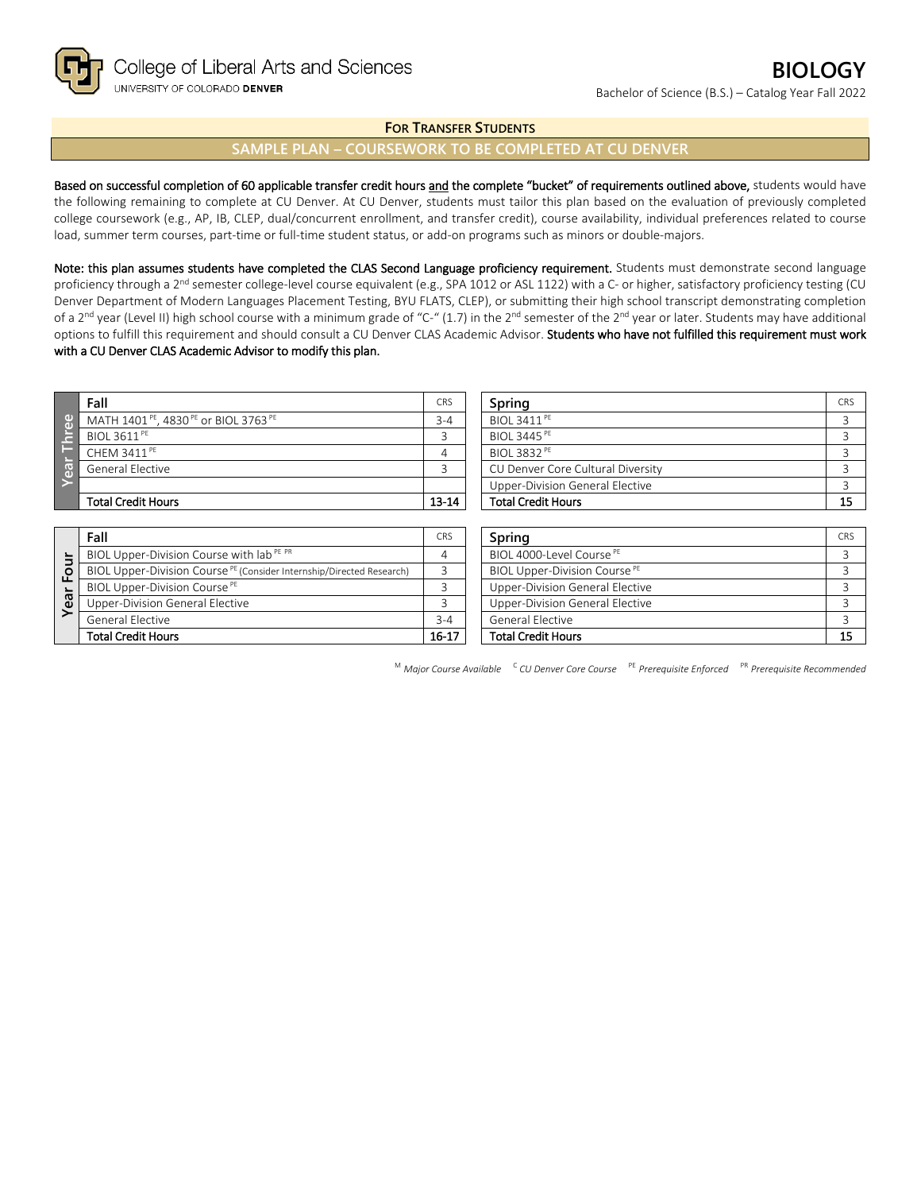# BIOLOGY

Bachelor of Science (B.S.) – Catalog Year Fall 2022

## FOR TRANSFER STUDENTS

## SAMPLE PLAN – COURSEWORK TO BE COMPLETED AT CU DENVER

**Based on successful completion of 60 applicable transfer credit hours and the complete "bucket" of requirements outlined above,** students would have the following remaining to complete at CU Denver. At CU Denver, students must tailor this plan based on the evaluation of previously completed college coursework (e.g., AP, IB, CLEP, dual/concurrent enrollment, and transfer credit), course availability, individual preferences related to course load, summer term courses, part-time or full-time student status, or add-on programs such as minors or double-majors.

**Note: this plan assumes students have completed the CLAS Second Language proficiency requirement.** Students must demonstrate second language proficiency through a 2nd semester college-level course equivalent (e.g., SPA 1012 or ASL 1122) with a C- or higher, satisfactory proficiency testing (CU Denver Department of Modern Languages Placement Testing, BYU FLATS, CLEP), or submitting their high school transcript demonstrating completion of a 2nd year (Level II) high school course with a minimum grade of "C-" (1.7) in the 2nd semester of the 2nd year or later. Students may have additional options to fulfill this requirement and should consult a CU Denver CLAS Academic Advisor. **Students who have not fulfilled this requirement must work with a CU Denver CLAS Academic Advisor to modify this plan.**

### Year Three

| Fall | CRS | Spring | CRS |
|---|---|---|---|
| MATH 1401 PE, 4830 PE or BIOL 3763 PE | 3-4 | BIOL 3411 PE | 3 |
| BIOL 3611 PE | 3 | BIOL 3445 PE | 3 |
| CHEM 3411 PE | 4 | BIOL 3832 PE | 3 |
| General Elective | 3 | CU Denver Core Cultural Diversity | 3 |
| | | Upper-Division General Elective | 3 |
| **Total Credit Hours** | **13-14** | **Total Credit Hours** | **15** |

### Year Four

| Fall | CRS | Spring | CRS |
|---|---|---|---|
| BIOL Upper-Division Course with lab PE PR | 4 | BIOL 4000-Level Course PE | 3 |
| BIOL Upper-Division Course PE (Consider Internship/Directed Research) | 3 | BIOL Upper-Division Course PE | 3 |
| BIOL Upper-Division Course PE | 3 | Upper-Division General Elective | 3 |
| Upper-Division General Elective | 3 | Upper-Division General Elective | 3 |
| General Elective | 3-4 | General Elective | 3 |
| **Total Credit Hours** | **16-17** | **Total Credit Hours** | **15** |

*M Major Course Available &nbsp; C CU Denver Core Course &nbsp; PE Prerequisite Enforced &nbsp; PR Prerequisite Recommended*